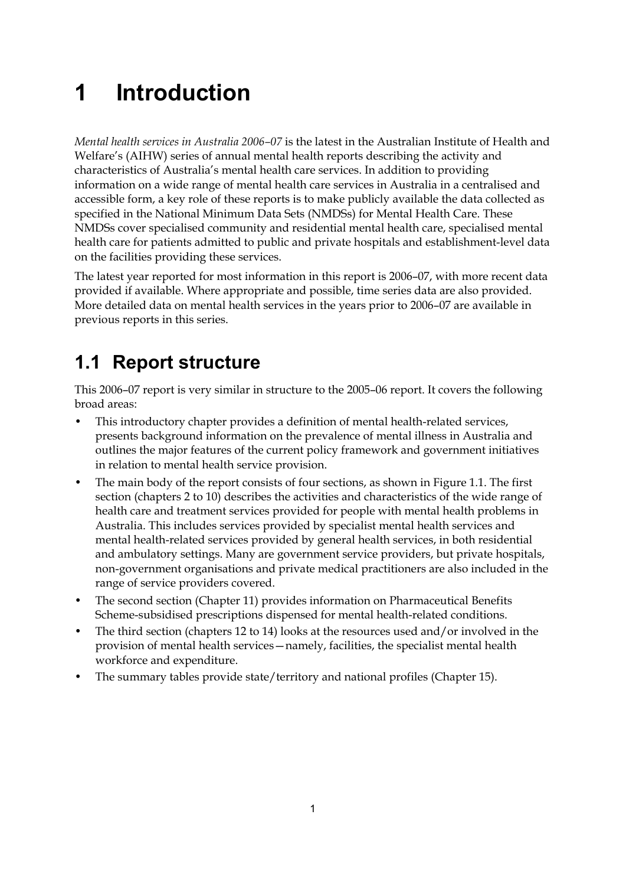# 1 Introduction

*Mental health services in Australia 2006–07* is the latest in the Australian Institute of Health and Welfare's (AIHW) series of annual mental health reports describing the activity and characteristics of Australia's mental health care services. In addition to providing information on a wide range of mental health care services in Australia in a centralised and accessible form, a key role of these reports is to make publicly available the data collected as specified in the National Minimum Data Sets (NMDSs) for Mental Health Care. These NMDSs cover specialised community and residential mental health care, specialised mental health care for patients admitted to public and private hospitals and establishment-level data on the facilities providing these services.

The latest year reported for most information in this report is 2006–07, with more recent data provided if available. Where appropriate and possible, time series data are also provided. More detailed data on mental health services in the years prior to 2006–07 are available in previous reports in this series.

## 1.1 Report structure

This 2006–07 report is very similar in structure to the 2005–06 report. It covers the following broad areas:

- This introductory chapter provides a definition of mental health-related services, presents background information on the prevalence of mental illness in Australia and outlines the major features of the current policy framework and government initiatives in relation to mental health service provision.
- The main body of the report consists of four sections, as shown in Figure 1.1. The first section (chapters 2 to 10) describes the activities and characteristics of the wide range of health care and treatment services provided for people with mental health problems in Australia. This includes services provided by specialist mental health services and mental health-related services provided by general health services, in both residential and ambulatory settings. Many are government service providers, but private hospitals, non-government organisations and private medical practitioners are also included in the range of service providers covered.
- The second section (Chapter 11) provides information on Pharmaceutical Benefits Scheme-subsidised prescriptions dispensed for mental health-related conditions.
- The third section (chapters 12 to 14) looks at the resources used and/or involved in the provision of mental health services—namely, facilities, the specialist mental health workforce and expenditure.
- The summary tables provide state/territory and national profiles (Chapter 15).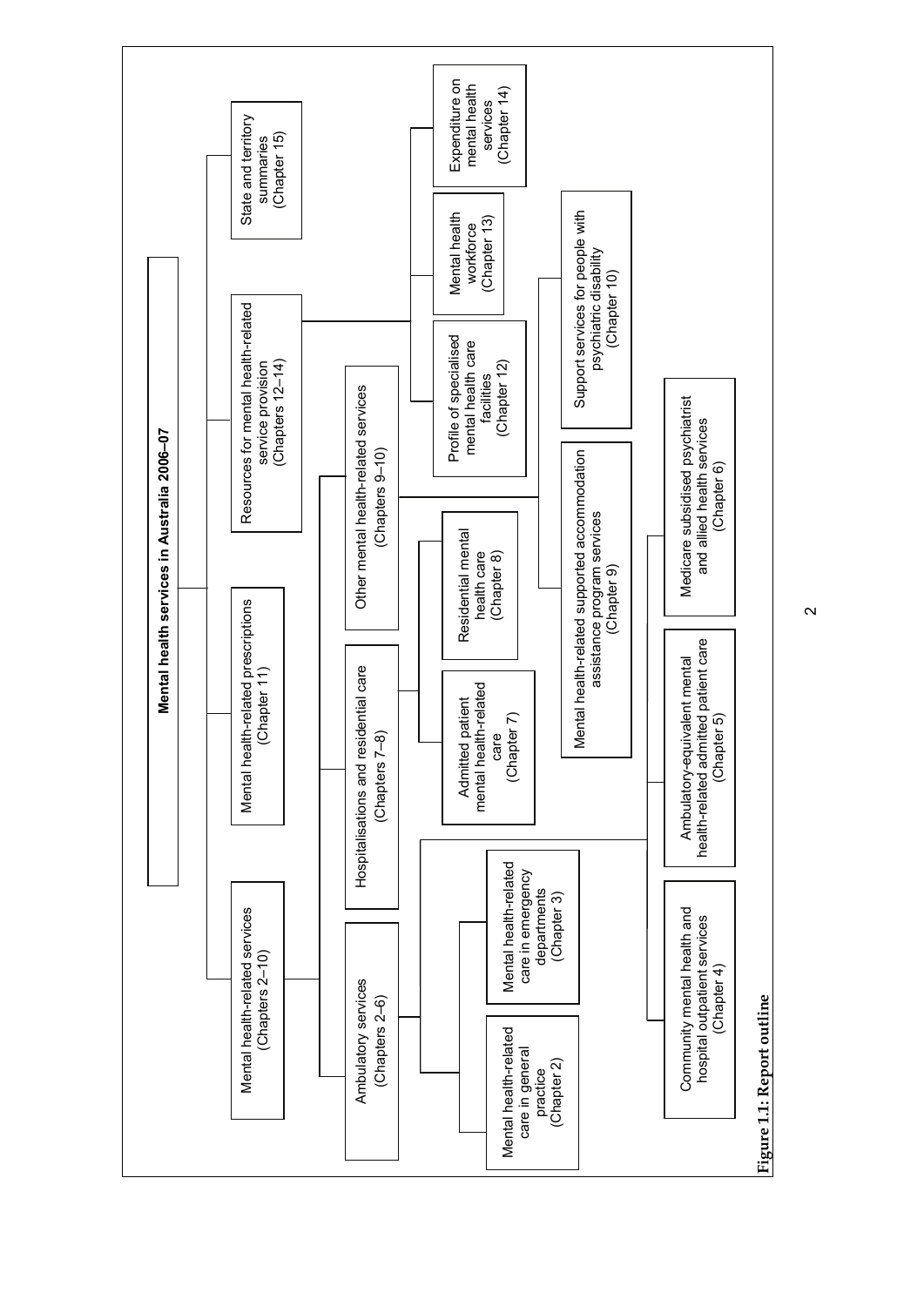**Mental health services in Australia 2006–07**

- Mental health-related services (Chapters 2–10)
  - Ambulatory services (Chapters 2–6)
    - Mental health-related care in general practice (Chapter 2)
    - Mental health-related care in emergency departments (Chapter 3)
    - Community mental health and hospital outpatient services (Chapter 4)
    - Ambulatory-equivalent mental health-related admitted patient care (Chapter 5)
    - Medicare subsidised psychiatrist and allied health services (Chapter 6)
  - Hospitalisations and residential care (Chapters 7–8)
    - Admitted patient mental health-related care (Chapter 7)
    - Residential mental health care (Chapter 8)
  - Other mental health-related services (Chapters 9–10)
    - Mental health-related supported accommodation assistance program services (Chapter 9)
    - Support services for people with psychiatric disability (Chapter 10)
- Mental health-related prescriptions (Chapter 11)
- Resources for mental health-related service provision (Chapters 12–14)
  - Profile of specialised mental health care facilities (Chapter 12)
  - Mental health workforce (Chapter 13)
  - Expenditure on mental health services (Chapter 14)
- State and territory summaries (Chapter 15)

**Figure 1.1: Report outline**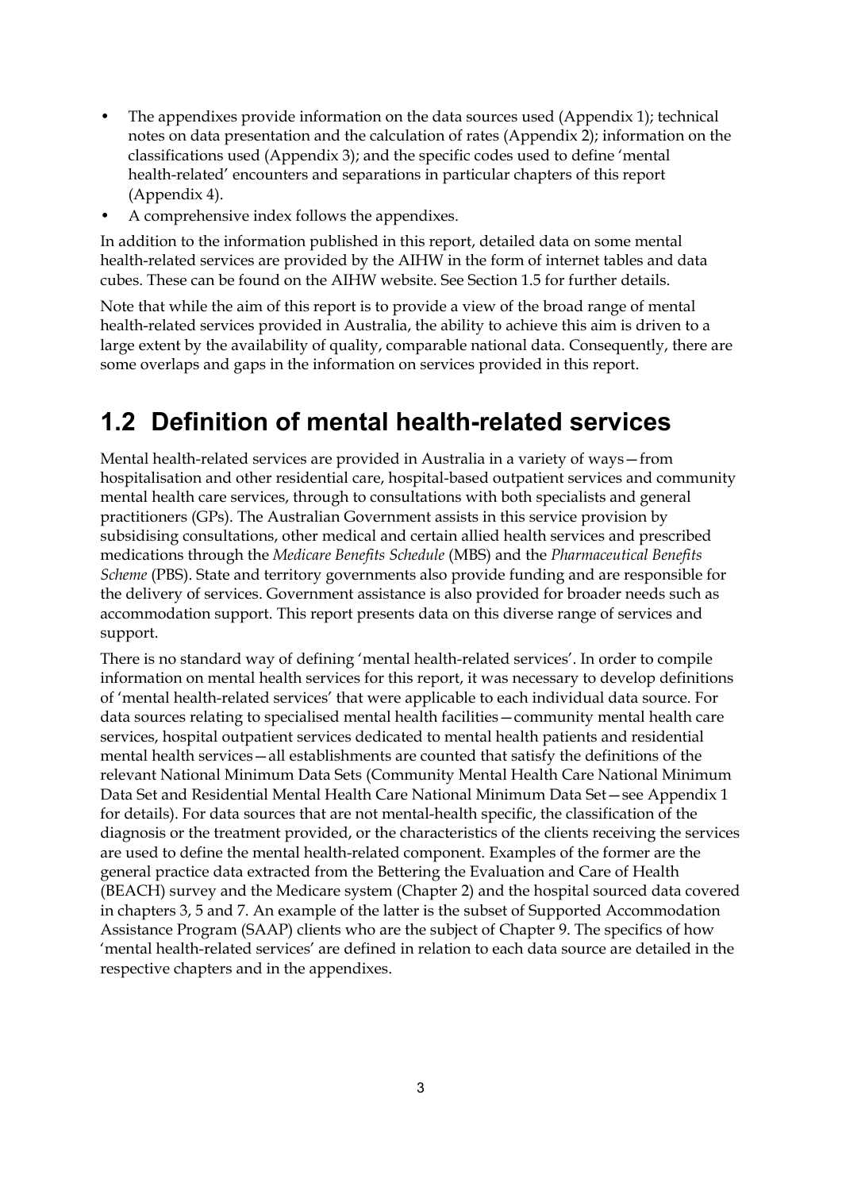- The appendixes provide information on the data sources used (Appendix 1); technical notes on data presentation and the calculation of rates (Appendix 2); information on the classifications used (Appendix 3); and the specific codes used to define 'mental health-related' encounters and separations in particular chapters of this report (Appendix 4).
- A comprehensive index follows the appendixes.

In addition to the information published in this report, detailed data on some mental health-related services are provided by the AIHW in the form of internet tables and data cubes. These can be found on the AIHW website. See Section 1.5 for further details.

Note that while the aim of this report is to provide a view of the broad range of mental health-related services provided in Australia, the ability to achieve this aim is driven to a large extent by the availability of quality, comparable national data. Consequently, there are some overlaps and gaps in the information on services provided in this report.

## 1.2 Definition of mental health-related services

Mental health-related services are provided in Australia in a variety of ways—from hospitalisation and other residential care, hospital-based outpatient services and community mental health care services, through to consultations with both specialists and general practitioners (GPs). The Australian Government assists in this service provision by subsidising consultations, other medical and certain allied health services and prescribed medications through the *Medicare Benefits Schedule* (MBS) and the *Pharmaceutical Benefits Scheme* (PBS). State and territory governments also provide funding and are responsible for the delivery of services. Government assistance is also provided for broader needs such as accommodation support. This report presents data on this diverse range of services and support.

There is no standard way of defining 'mental health-related services'. In order to compile information on mental health services for this report, it was necessary to develop definitions of 'mental health-related services' that were applicable to each individual data source. For data sources relating to specialised mental health facilities—community mental health care services, hospital outpatient services dedicated to mental health patients and residential mental health services—all establishments are counted that satisfy the definitions of the relevant National Minimum Data Sets (Community Mental Health Care National Minimum Data Set and Residential Mental Health Care National Minimum Data Set—see Appendix 1 for details). For data sources that are not mental-health specific, the classification of the diagnosis or the treatment provided, or the characteristics of the clients receiving the services are used to define the mental health-related component. Examples of the former are the general practice data extracted from the Bettering the Evaluation and Care of Health (BEACH) survey and the Medicare system (Chapter 2) and the hospital sourced data covered in chapters 3, 5 and 7. An example of the latter is the subset of Supported Accommodation Assistance Program (SAAP) clients who are the subject of Chapter 9. The specifics of how 'mental health-related services' are defined in relation to each data source are detailed in the respective chapters and in the appendixes.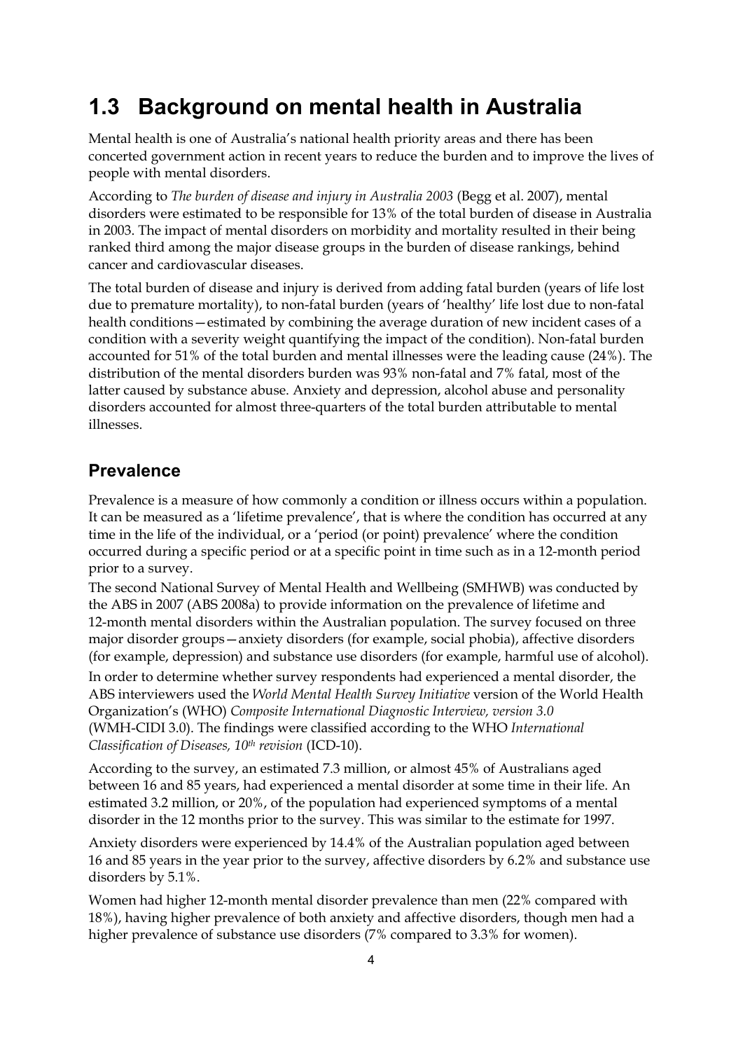## 1.3 Background on mental health in Australia

Mental health is one of Australia's national health priority areas and there has been concerted government action in recent years to reduce the burden and to improve the lives of people with mental disorders.

According to *The burden of disease and injury in Australia 2003* (Begg et al. 2007), mental disorders were estimated to be responsible for 13% of the total burden of disease in Australia in 2003. The impact of mental disorders on morbidity and mortality resulted in their being ranked third among the major disease groups in the burden of disease rankings, behind cancer and cardiovascular diseases.

The total burden of disease and injury is derived from adding fatal burden (years of life lost due to premature mortality), to non-fatal burden (years of 'healthy' life lost due to non-fatal health conditions—estimated by combining the average duration of new incident cases of a condition with a severity weight quantifying the impact of the condition). Non-fatal burden accounted for 51% of the total burden and mental illnesses were the leading cause (24%). The distribution of the mental disorders burden was 93% non-fatal and 7% fatal, most of the latter caused by substance abuse. Anxiety and depression, alcohol abuse and personality disorders accounted for almost three-quarters of the total burden attributable to mental illnesses.

### Prevalence

Prevalence is a measure of how commonly a condition or illness occurs within a population. It can be measured as a 'lifetime prevalence', that is where the condition has occurred at any time in the life of the individual, or a 'period (or point) prevalence' where the condition occurred during a specific period or at a specific point in time such as in a 12-month period prior to a survey.

The second National Survey of Mental Health and Wellbeing (SMHWB) was conducted by the ABS in 2007 (ABS 2008a) to provide information on the prevalence of lifetime and 12-month mental disorders within the Australian population. The survey focused on three major disorder groups—anxiety disorders (for example, social phobia), affective disorders (for example, depression) and substance use disorders (for example, harmful use of alcohol).

In order to determine whether survey respondents had experienced a mental disorder, the ABS interviewers used the *World Mental Health Survey Initiative* version of the World Health Organization's (WHO) *Composite International Diagnostic Interview, version 3.0* (WMH-CIDI 3.0). The findings were classified according to the WHO *International Classification of Diseases, 10th revision* (ICD-10).

According to the survey, an estimated 7.3 million, or almost 45% of Australians aged between 16 and 85 years, had experienced a mental disorder at some time in their life. An estimated 3.2 million, or 20%, of the population had experienced symptoms of a mental disorder in the 12 months prior to the survey. This was similar to the estimate for 1997.

Anxiety disorders were experienced by 14.4% of the Australian population aged between 16 and 85 years in the year prior to the survey, affective disorders by 6.2% and substance use disorders by 5.1%.

Women had higher 12-month mental disorder prevalence than men (22% compared with 18%), having higher prevalence of both anxiety and affective disorders, though men had a higher prevalence of substance use disorders (7% compared to 3.3% for women).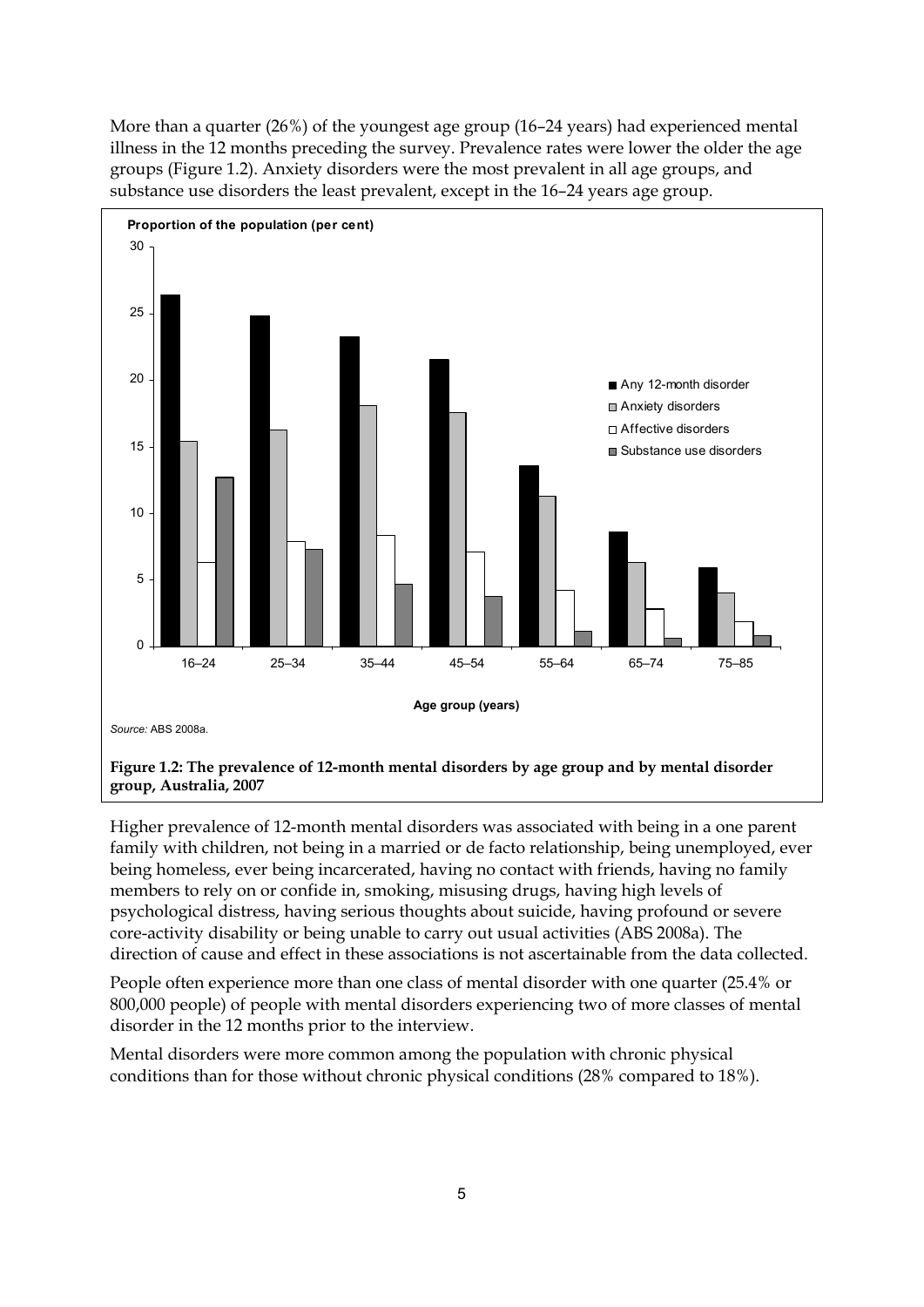More than a quarter (26%) of the youngest age group (16–24 years) had experienced mental illness in the 12 months preceding the survey. Prevalence rates were lower the older the age groups (Figure 1.2). Anxiety disorders were the most prevalent in all age groups, and substance use disorders the least prevalent, except in the 16–24 years age group.

*Source:* ABS 2008a.

**Figure 1.2: The prevalence of 12-month mental disorders by age group and by mental disorder group, Australia, 2007**

Higher prevalence of 12-month mental disorders was associated with being in a one parent family with children, not being in a married or de facto relationship, being unemployed, ever being homeless, ever being incarcerated, having no contact with friends, having no family members to rely on or confide in, smoking, misusing drugs, having high levels of psychological distress, having serious thoughts about suicide, having profound or severe core-activity disability or being unable to carry out usual activities (ABS 2008a). The direction of cause and effect in these associations is not ascertainable from the data collected.

People often experience more than one class of mental disorder with one quarter (25.4% or 800,000 people) of people with mental disorders experiencing two of more classes of mental disorder in the 12 months prior to the interview.

Mental disorders were more common among the population with chronic physical conditions than for those without chronic physical conditions (28% compared to 18%).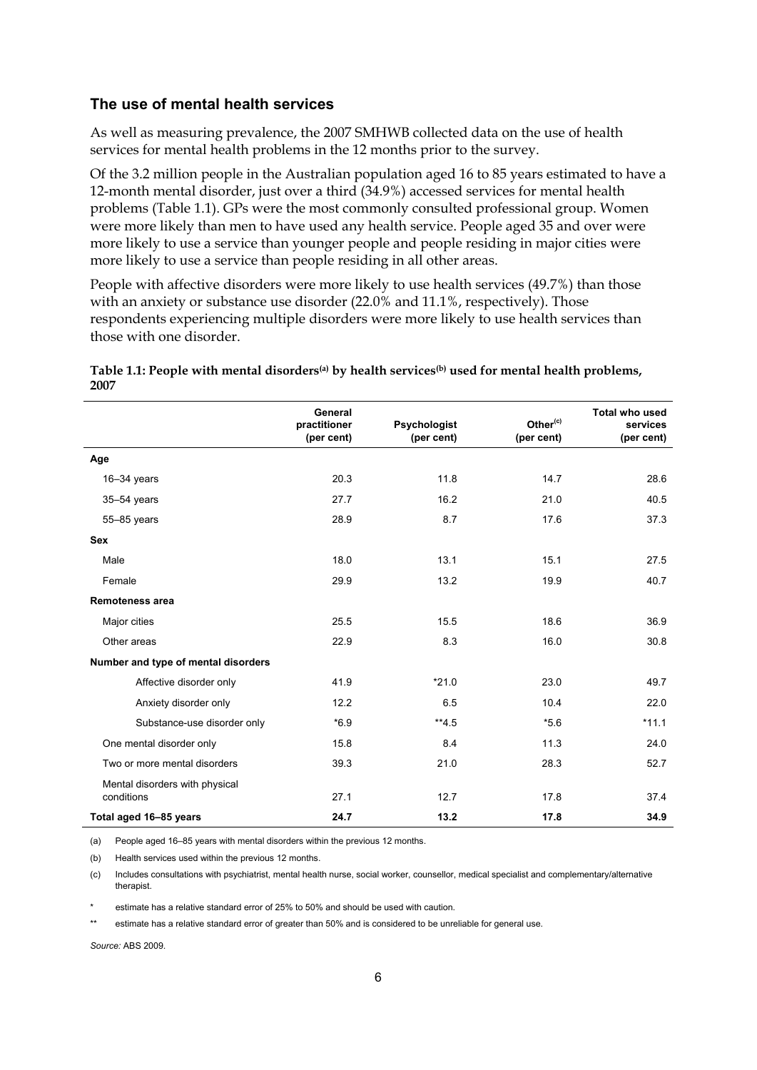## The use of mental health services

As well as measuring prevalence, the 2007 SMHWB collected data on the use of health services for mental health problems in the 12 months prior to the survey.

Of the 3.2 million people in the Australian population aged 16 to 85 years estimated to have a 12-month mental disorder, just over a third (34.9%) accessed services for mental health problems (Table 1.1). GPs were the most commonly consulted professional group. Women were more likely than men to have used any health service. People aged 35 and over were more likely to use a service than younger people and people residing in major cities were more likely to use a service than people residing in all other areas.

People with affective disorders were more likely to use health services (49.7%) than those with an anxiety or substance use disorder (22.0% and 11.1%, respectively). Those respondents experiencing multiple disorders were more likely to use health services than those with one disorder.

**Table 1.1: People with mental disorders[(a)] by health services[(b)] used for mental health problems, 2007**

| | General practitioner (per cent) | Psychologist (per cent) | Other[(c)] (per cent) | Total who used services (per cent) |
|---|---|---|---|---|
| **Age** | | | | |
| 16–34 years | 20.3 | 11.8 | 14.7 | 28.6 |
| 35–54 years | 27.7 | 16.2 | 21.0 | 40.5 |
| 55–85 years | 28.9 | 8.7 | 17.6 | 37.3 |
| **Sex** | | | | |
| Male | 18.0 | 13.1 | 15.1 | 27.5 |
| Female | 29.9 | 13.2 | 19.9 | 40.7 |
| **Remoteness area** | | | | |
| Major cities | 25.5 | 15.5 | 18.6 | 36.9 |
| Other areas | 22.9 | 8.3 | 16.0 | 30.8 |
| **Number and type of mental disorders** | | | | |
| Affective disorder only | 41.9 | *21.0 | 23.0 | 49.7 |
| Anxiety disorder only | 12.2 | 6.5 | 10.4 | 22.0 |
| Substance-use disorder only | *6.9 | **4.5 | *5.6 | *11.1 |
| One mental disorder only | 15.8 | 8.4 | 11.3 | 24.0 |
| Two or more mental disorders | 39.3 | 21.0 | 28.3 | 52.7 |
| Mental disorders with physical conditions | 27.1 | 12.7 | 17.8 | 37.4 |
| **Total aged 16–85 years** | **24.7** | **13.2** | **17.8** | **34.9** |

(a) People aged 16–85 years with mental disorders within the previous 12 months.

(b) Health services used within the previous 12 months.

(c) Includes consultations with psychiatrist, mental health nurse, social worker, counsellor, medical specialist and complementary/alternative therapist.

\* estimate has a relative standard error of 25% to 50% and should be used with caution.

\*\* estimate has a relative standard error of greater than 50% and is considered to be unreliable for general use.

*Source:* ABS 2009.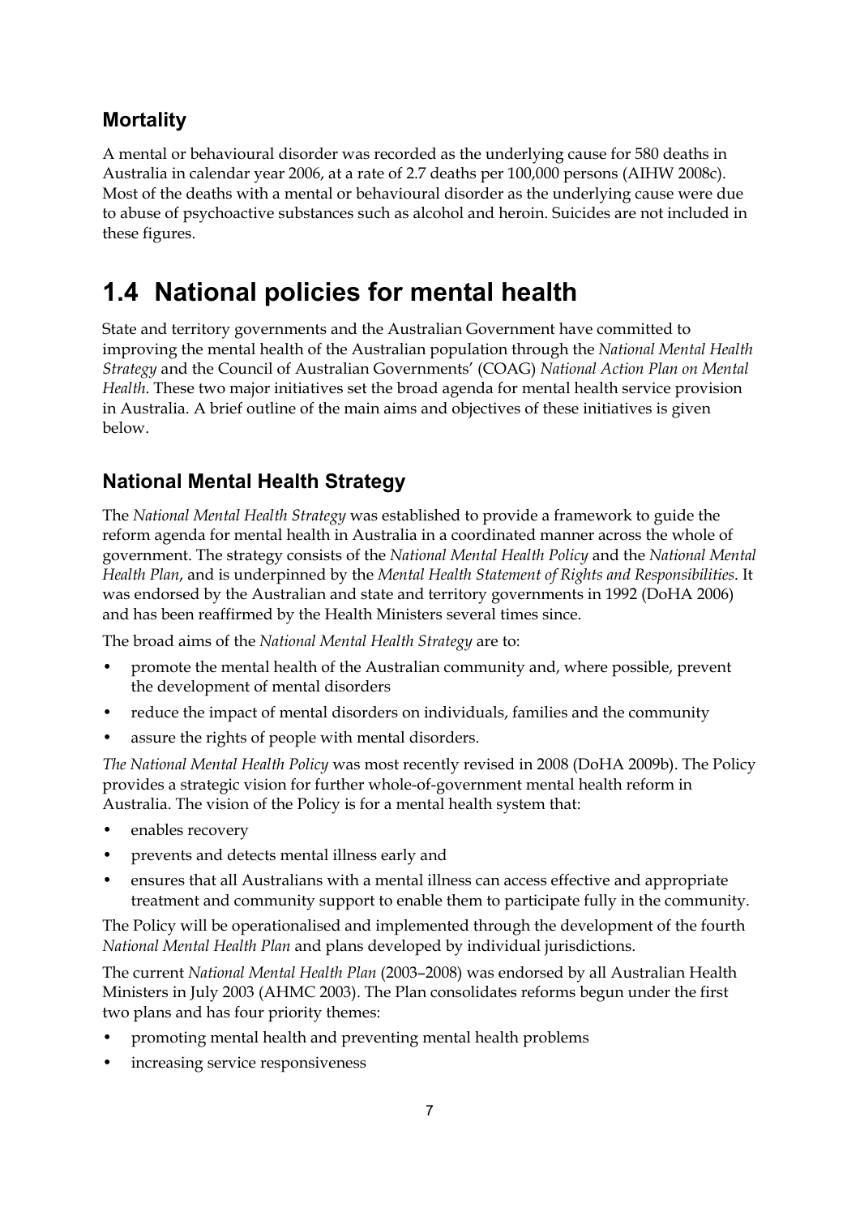### Mortality

A mental or behavioural disorder was recorded as the underlying cause for 580 deaths in Australia in calendar year 2006, at a rate of 2.7 deaths per 100,000 persons (AIHW 2008c). Most of the deaths with a mental or behavioural disorder as the underlying cause were due to abuse of psychoactive substances such as alcohol and heroin. Suicides are not included in these figures.

## 1.4 National policies for mental health

State and territory governments and the Australian Government have committed to improving the mental health of the Australian population through the *National Mental Health Strategy* and the Council of Australian Governments' (COAG) *National Action Plan on Mental Health*. These two major initiatives set the broad agenda for mental health service provision in Australia. A brief outline of the main aims and objectives of these initiatives is given below.

### National Mental Health Strategy

The *National Mental Health Strategy* was established to provide a framework to guide the reform agenda for mental health in Australia in a coordinated manner across the whole of government. The strategy consists of the *National Mental Health Policy* and the *National Mental Health Plan*, and is underpinned by the *Mental Health Statement of Rights and Responsibilities*. It was endorsed by the Australian and state and territory governments in 1992 (DoHA 2006) and has been reaffirmed by the Health Ministers several times since.

The broad aims of the *National Mental Health Strategy* are to:

- promote the mental health of the Australian community and, where possible, prevent the development of mental disorders
- reduce the impact of mental disorders on individuals, families and the community
- assure the rights of people with mental disorders.

*The National Mental Health Policy* was most recently revised in 2008 (DoHA 2009b). The Policy provides a strategic vision for further whole-of-government mental health reform in Australia. The vision of the Policy is for a mental health system that:

- enables recovery
- prevents and detects mental illness early and
- ensures that all Australians with a mental illness can access effective and appropriate treatment and community support to enable them to participate fully in the community.

The Policy will be operationalised and implemented through the development of the fourth *National Mental Health Plan* and plans developed by individual jurisdictions.

The current *National Mental Health Plan* (2003–2008) was endorsed by all Australian Health Ministers in July 2003 (AHMC 2003). The Plan consolidates reforms begun under the first two plans and has four priority themes:

- promoting mental health and preventing mental health problems
- increasing service responsiveness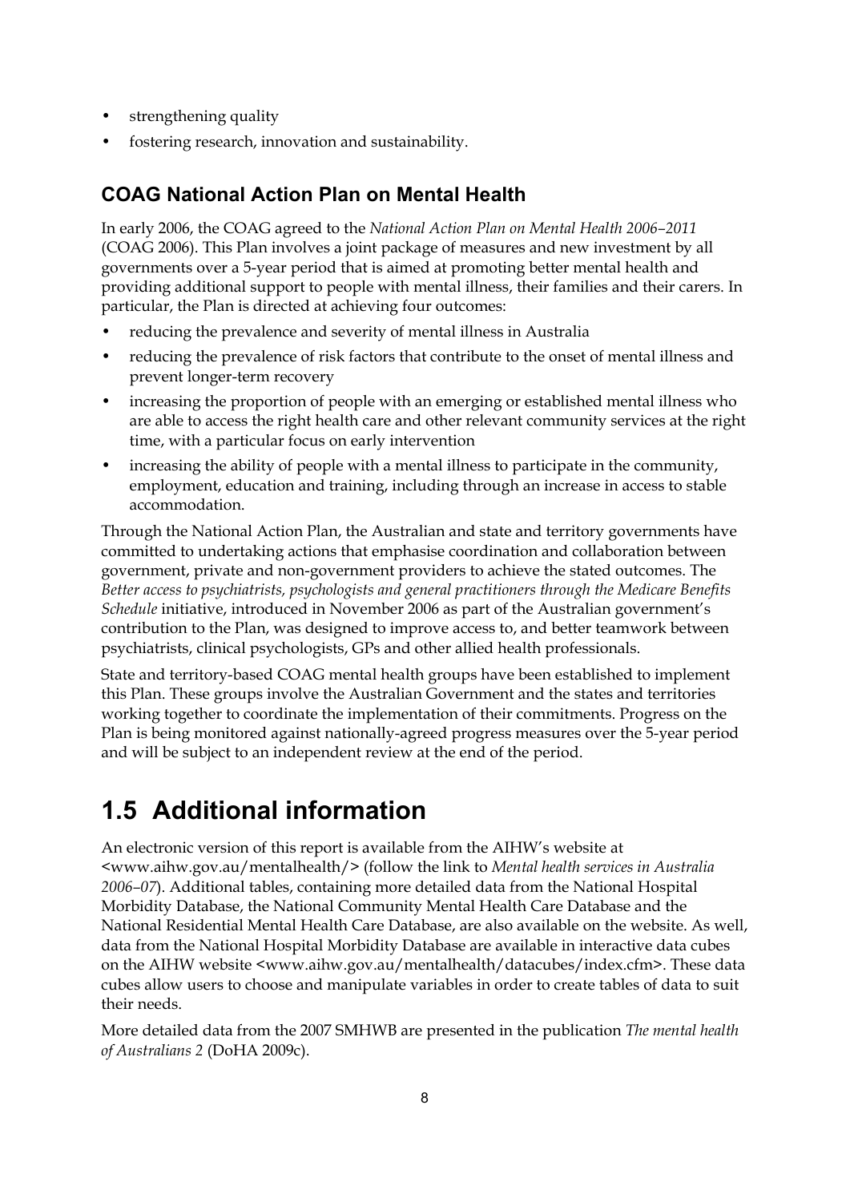- strengthening quality
- fostering research, innovation and sustainability.

### COAG National Action Plan on Mental Health

In early 2006, the COAG agreed to the *National Action Plan on Mental Health 2006–2011* (COAG 2006). This Plan involves a joint package of measures and new investment by all governments over a 5-year period that is aimed at promoting better mental health and providing additional support to people with mental illness, their families and their carers. In particular, the Plan is directed at achieving four outcomes:

- reducing the prevalence and severity of mental illness in Australia
- reducing the prevalence of risk factors that contribute to the onset of mental illness and prevent longer-term recovery
- increasing the proportion of people with an emerging or established mental illness who are able to access the right health care and other relevant community services at the right time, with a particular focus on early intervention
- increasing the ability of people with a mental illness to participate in the community, employment, education and training, including through an increase in access to stable accommodation.

Through the National Action Plan, the Australian and state and territory governments have committed to undertaking actions that emphasise coordination and collaboration between government, private and non-government providers to achieve the stated outcomes. The *Better access to psychiatrists, psychologists and general practitioners through the Medicare Benefits Schedule* initiative, introduced in November 2006 as part of the Australian government's contribution to the Plan, was designed to improve access to, and better teamwork between psychiatrists, clinical psychologists, GPs and other allied health professionals.

State and territory-based COAG mental health groups have been established to implement this Plan. These groups involve the Australian Government and the states and territories working together to coordinate the implementation of their commitments. Progress on the Plan is being monitored against nationally-agreed progress measures over the 5-year period and will be subject to an independent review at the end of the period.

## 1.5 Additional information

An electronic version of this report is available from the AIHW's website at <www.aihw.gov.au/mentalhealth/> (follow the link to *Mental health services in Australia 2006–07*). Additional tables, containing more detailed data from the National Hospital Morbidity Database, the National Community Mental Health Care Database and the National Residential Mental Health Care Database, are also available on the website. As well, data from the National Hospital Morbidity Database are available in interactive data cubes on the AIHW website <www.aihw.gov.au/mentalhealth/datacubes/index.cfm>. These data cubes allow users to choose and manipulate variables in order to create tables of data to suit their needs.

More detailed data from the 2007 SMHWB are presented in the publication *The mental health of Australians 2* (DoHA 2009c).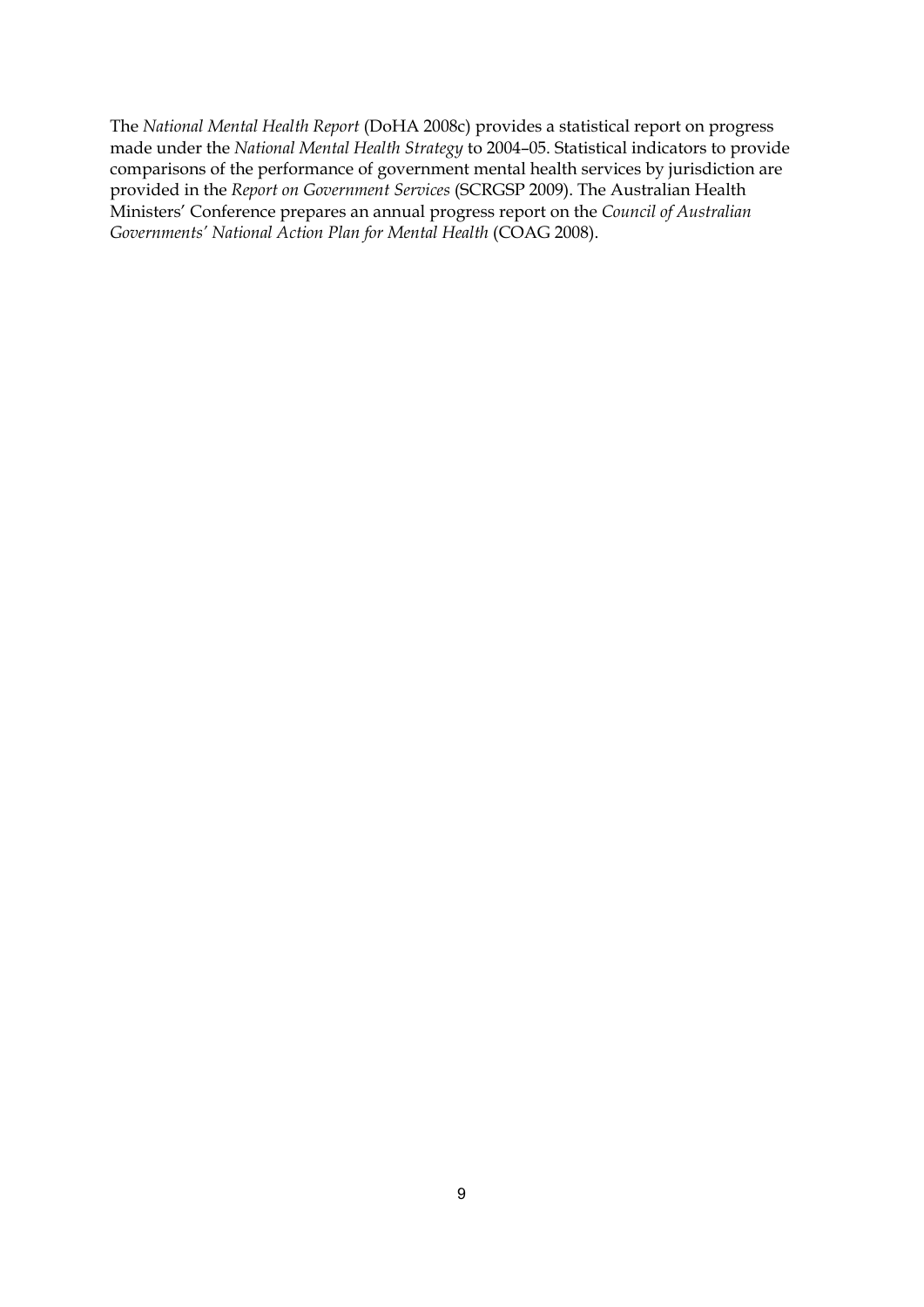The *National Mental Health Report* (DoHA 2008c) provides a statistical report on progress made under the *National Mental Health Strategy* to 2004–05. Statistical indicators to provide comparisons of the performance of government mental health services by jurisdiction are provided in the *Report on Government Services* (SCRGSP 2009). The Australian Health Ministers' Conference prepares an annual progress report on the *Council of Australian Governments' National Action Plan for Mental Health* (COAG 2008).